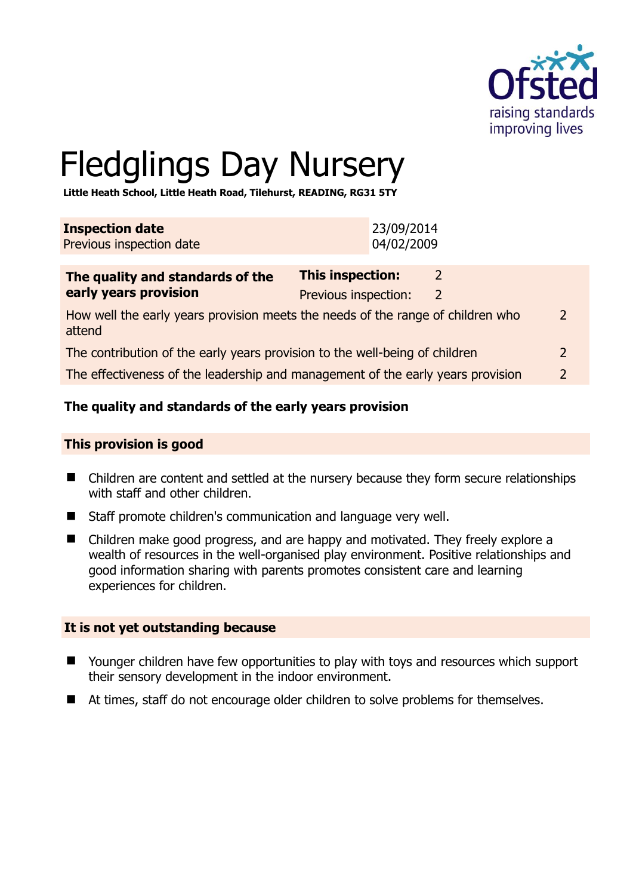Ofsted
raising standards
improving lives

# Fledglings Day Nursery

**Little Heath School, Little Heath Road, Tilehurst, READING, RG31 5TY**

| **Inspection date** | 23/09/2014 |
|---|---|
| Previous inspection date | 04/02/2009 |

| **The quality and standards of the early years provision** | **This inspection:** | 2 |
|---|---|---|
| | Previous inspection: | 2 |
| How well the early years provision meets the needs of the range of children who attend | | 2 |
| The contribution of the early years provision to the well-being of children | | 2 |
| The effectiveness of the leadership and management of the early years provision | | 2 |

**The quality and standards of the early years provision**

**This provision is good**

- Children are content and settled at the nursery because they form secure relationships with staff and other children.
- Staff promote children's communication and language very well.
- Children make good progress, and are happy and motivated. They freely explore a wealth of resources in the well-organised play environment. Positive relationships and good information sharing with parents promotes consistent care and learning experiences for children.

**It is not yet outstanding because**

- Younger children have few opportunities to play with toys and resources which support their sensory development in the indoor environment.
- At times, staff do not encourage older children to solve problems for themselves.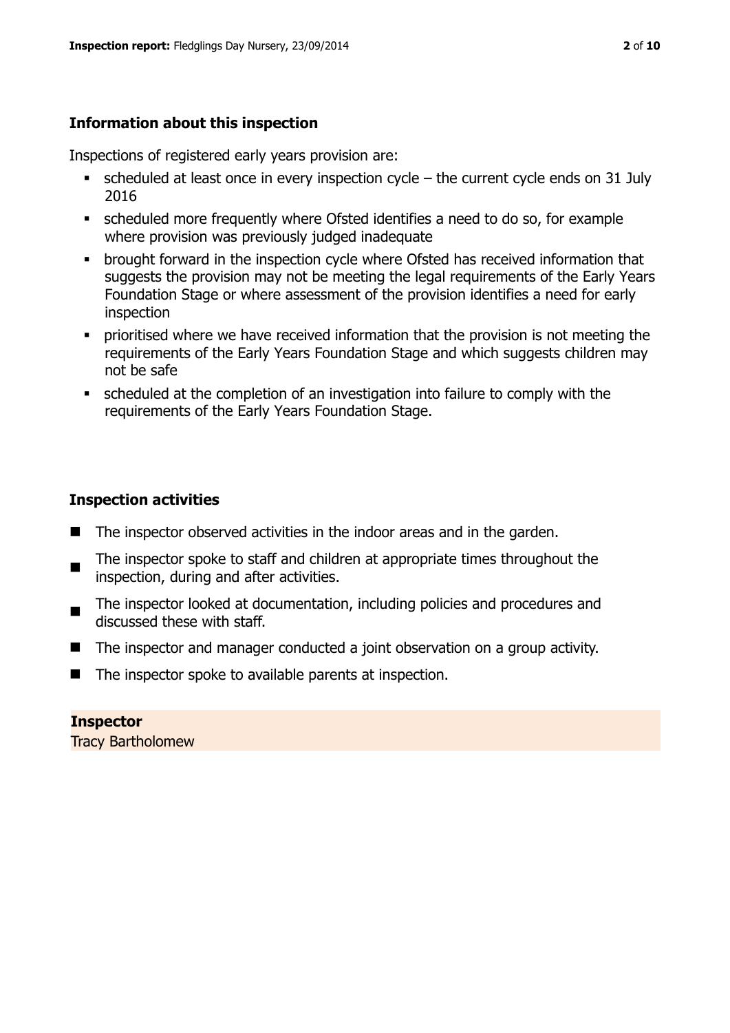## Information about this inspection

Inspections of registered early years provision are:

- scheduled at least once in every inspection cycle – the current cycle ends on 31 July 2016
- scheduled more frequently where Ofsted identifies a need to do so, for example where provision was previously judged inadequate
- brought forward in the inspection cycle where Ofsted has received information that suggests the provision may not be meeting the legal requirements of the Early Years Foundation Stage or where assessment of the provision identifies a need for early inspection
- prioritised where we have received information that the provision is not meeting the requirements of the Early Years Foundation Stage and which suggests children may not be safe
- scheduled at the completion of an investigation into failure to comply with the requirements of the Early Years Foundation Stage.

## Inspection activities

- The inspector observed activities in the indoor areas and in the garden.
- The inspector spoke to staff and children at appropriate times throughout the inspection, during and after activities.
- The inspector looked at documentation, including policies and procedures and discussed these with staff.
- The inspector and manager conducted a joint observation on a group activity.
- The inspector spoke to available parents at inspection.

**Inspector**
Tracy Bartholomew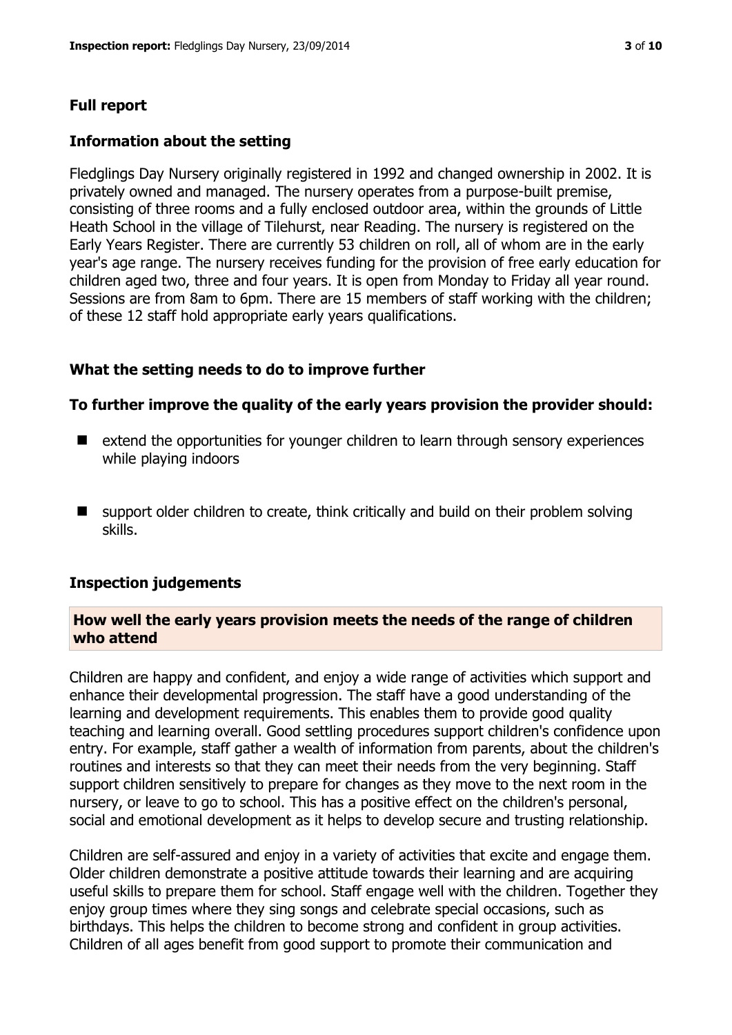## Full report

### Information about the setting

Fledglings Day Nursery originally registered in 1992 and changed ownership in 2002. It is privately owned and managed. The nursery operates from a purpose-built premise, consisting of three rooms and a fully enclosed outdoor area, within the grounds of Little Heath School in the village of Tilehurst, near Reading. The nursery is registered on the Early Years Register. There are currently 53 children on roll, all of whom are in the early year's age range. The nursery receives funding for the provision of free early education for children aged two, three and four years. It is open from Monday to Friday all year round. Sessions are from 8am to 6pm. There are 15 members of staff working with the children; of these 12 staff hold appropriate early years qualifications.

### What the setting needs to do to improve further

**To further improve the quality of the early years provision the provider should:**

- extend the opportunities for younger children to learn through sensory experiences while playing indoors
- support older children to create, think critically and build on their problem solving skills.

### Inspection judgements

**How well the early years provision meets the needs of the range of children who attend**

Children are happy and confident, and enjoy a wide range of activities which support and enhance their developmental progression. The staff have a good understanding of the learning and development requirements. This enables them to provide good quality teaching and learning overall. Good settling procedures support children's confidence upon entry. For example, staff gather a wealth of information from parents, about the children's routines and interests so that they can meet their needs from the very beginning. Staff support children sensitively to prepare for changes as they move to the next room in the nursery, or leave to go to school. This has a positive effect on the children's personal, social and emotional development as it helps to develop secure and trusting relationship.

Children are self-assured and enjoy in a variety of activities that excite and engage them. Older children demonstrate a positive attitude towards their learning and are acquiring useful skills to prepare them for school. Staff engage well with the children. Together they enjoy group times where they sing songs and celebrate special occasions, such as birthdays. This helps the children to become strong and confident in group activities. Children of all ages benefit from good support to promote their communication and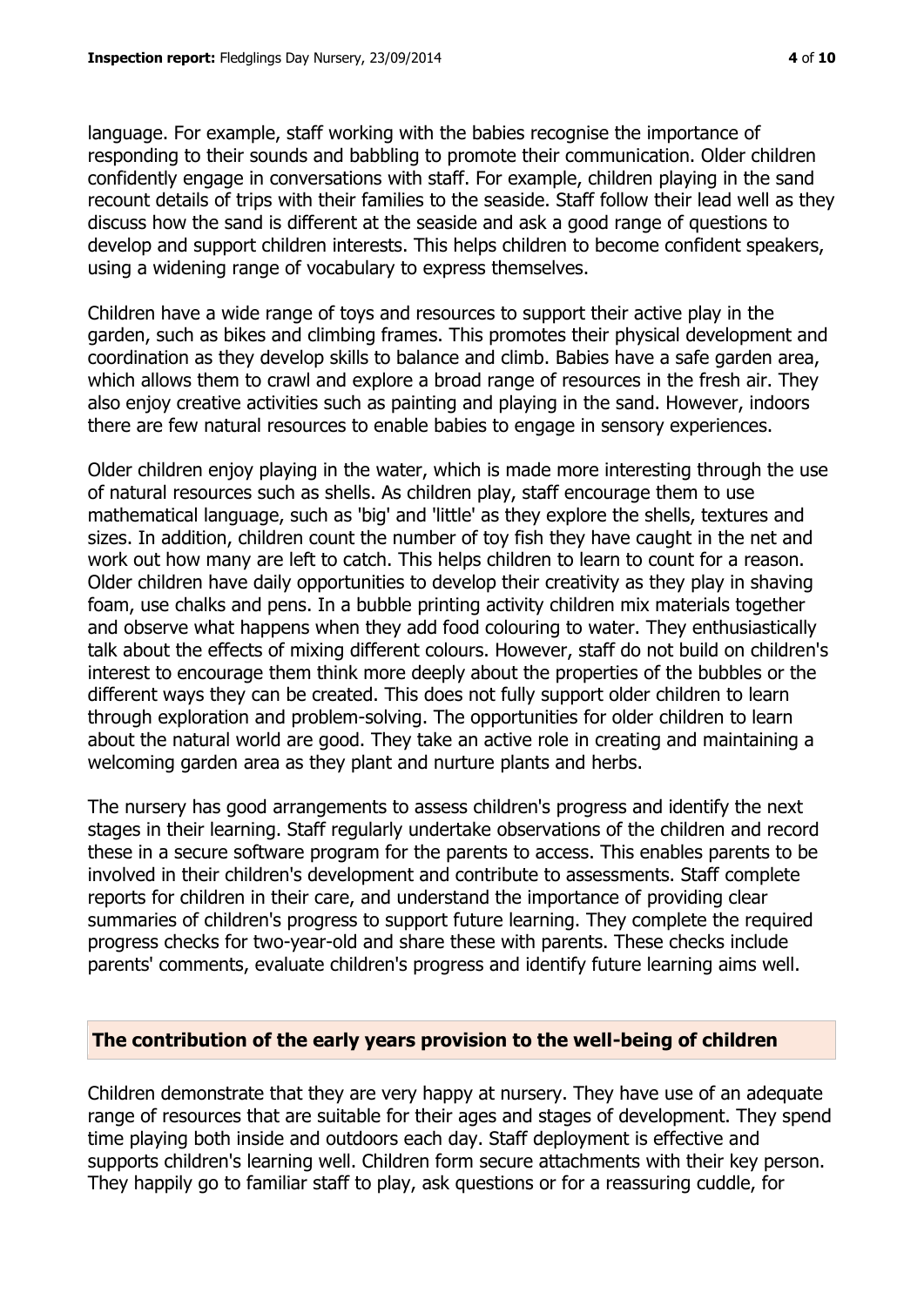language. For example, staff working with the babies recognise the importance of responding to their sounds and babbling to promote their communication. Older children confidently engage in conversations with staff. For example, children playing in the sand recount details of trips with their families to the seaside. Staff follow their lead well as they discuss how the sand is different at the seaside and ask a good range of questions to develop and support children interests. This helps children to become confident speakers, using a widening range of vocabulary to express themselves.

Children have a wide range of toys and resources to support their active play in the garden, such as bikes and climbing frames. This promotes their physical development and coordination as they develop skills to balance and climb. Babies have a safe garden area, which allows them to crawl and explore a broad range of resources in the fresh air. They also enjoy creative activities such as painting and playing in the sand. However, indoors there are few natural resources to enable babies to engage in sensory experiences.

Older children enjoy playing in the water, which is made more interesting through the use of natural resources such as shells. As children play, staff encourage them to use mathematical language, such as 'big' and 'little' as they explore the shells, textures and sizes. In addition, children count the number of toy fish they have caught in the net and work out how many are left to catch. This helps children to learn to count for a reason. Older children have daily opportunities to develop their creativity as they play in shaving foam, use chalks and pens. In a bubble printing activity children mix materials together and observe what happens when they add food colouring to water. They enthusiastically talk about the effects of mixing different colours. However, staff do not build on children's interest to encourage them think more deeply about the properties of the bubbles or the different ways they can be created. This does not fully support older children to learn through exploration and problem-solving. The opportunities for older children to learn about the natural world are good. They take an active role in creating and maintaining a welcoming garden area as they plant and nurture plants and herbs.

The nursery has good arrangements to assess children's progress and identify the next stages in their learning. Staff regularly undertake observations of the children and record these in a secure software program for the parents to access. This enables parents to be involved in their children's development and contribute to assessments. Staff complete reports for children in their care, and understand the importance of providing clear summaries of children's progress to support future learning. They complete the required progress checks for two-year-old and share these with parents. These checks include parents' comments, evaluate children's progress and identify future learning aims well.

## The contribution of the early years provision to the well-being of children

Children demonstrate that they are very happy at nursery. They have use of an adequate range of resources that are suitable for their ages and stages of development. They spend time playing both inside and outdoors each day. Staff deployment is effective and supports children's learning well. Children form secure attachments with their key person. They happily go to familiar staff to play, ask questions or for a reassuring cuddle, for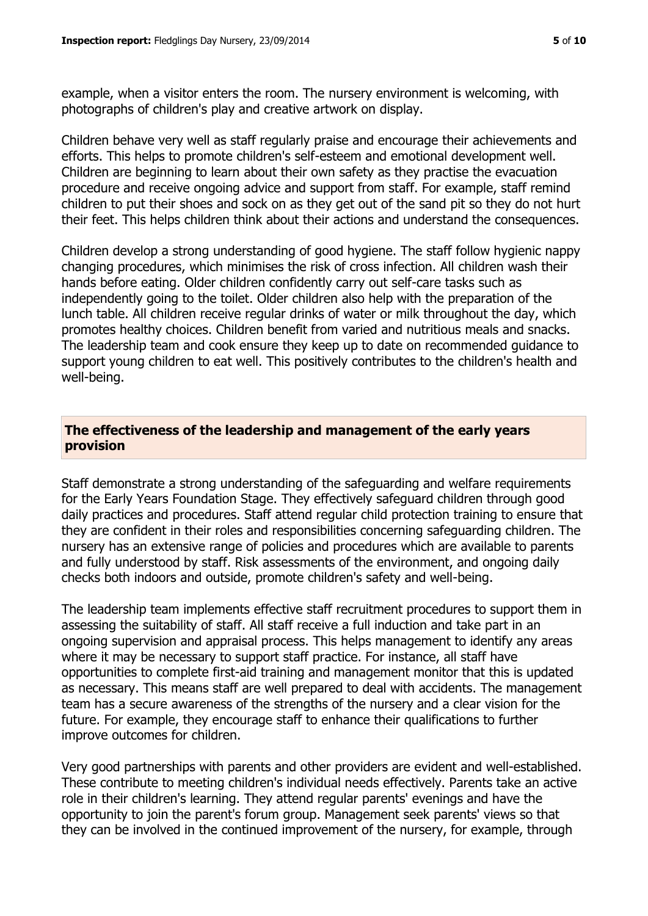example, when a visitor enters the room. The nursery environment is welcoming, with photographs of children's play and creative artwork on display.

Children behave very well as staff regularly praise and encourage their achievements and efforts. This helps to promote children's self-esteem and emotional development well. Children are beginning to learn about their own safety as they practise the evacuation procedure and receive ongoing advice and support from staff. For example, staff remind children to put their shoes and sock on as they get out of the sand pit so they do not hurt their feet. This helps children think about their actions and understand the consequences.

Children develop a strong understanding of good hygiene. The staff follow hygienic nappy changing procedures, which minimises the risk of cross infection. All children wash their hands before eating. Older children confidently carry out self-care tasks such as independently going to the toilet. Older children also help with the preparation of the lunch table. All children receive regular drinks of water or milk throughout the day, which promotes healthy choices. Children benefit from varied and nutritious meals and snacks. The leadership team and cook ensure they keep up to date on recommended guidance to support young children to eat well. This positively contributes to the children's health and well-being.

## The effectiveness of the leadership and management of the early years provision

Staff demonstrate a strong understanding of the safeguarding and welfare requirements for the Early Years Foundation Stage. They effectively safeguard children through good daily practices and procedures. Staff attend regular child protection training to ensure that they are confident in their roles and responsibilities concerning safeguarding children. The nursery has an extensive range of policies and procedures which are available to parents and fully understood by staff. Risk assessments of the environment, and ongoing daily checks both indoors and outside, promote children's safety and well-being.

The leadership team implements effective staff recruitment procedures to support them in assessing the suitability of staff. All staff receive a full induction and take part in an ongoing supervision and appraisal process. This helps management to identify any areas where it may be necessary to support staff practice. For instance, all staff have opportunities to complete first-aid training and management monitor that this is updated as necessary. This means staff are well prepared to deal with accidents. The management team has a secure awareness of the strengths of the nursery and a clear vision for the future. For example, they encourage staff to enhance their qualifications to further improve outcomes for children.

Very good partnerships with parents and other providers are evident and well-established. These contribute to meeting children's individual needs effectively. Parents take an active role in their children's learning. They attend regular parents' evenings and have the opportunity to join the parent's forum group. Management seek parents' views so that they can be involved in the continued improvement of the nursery, for example, through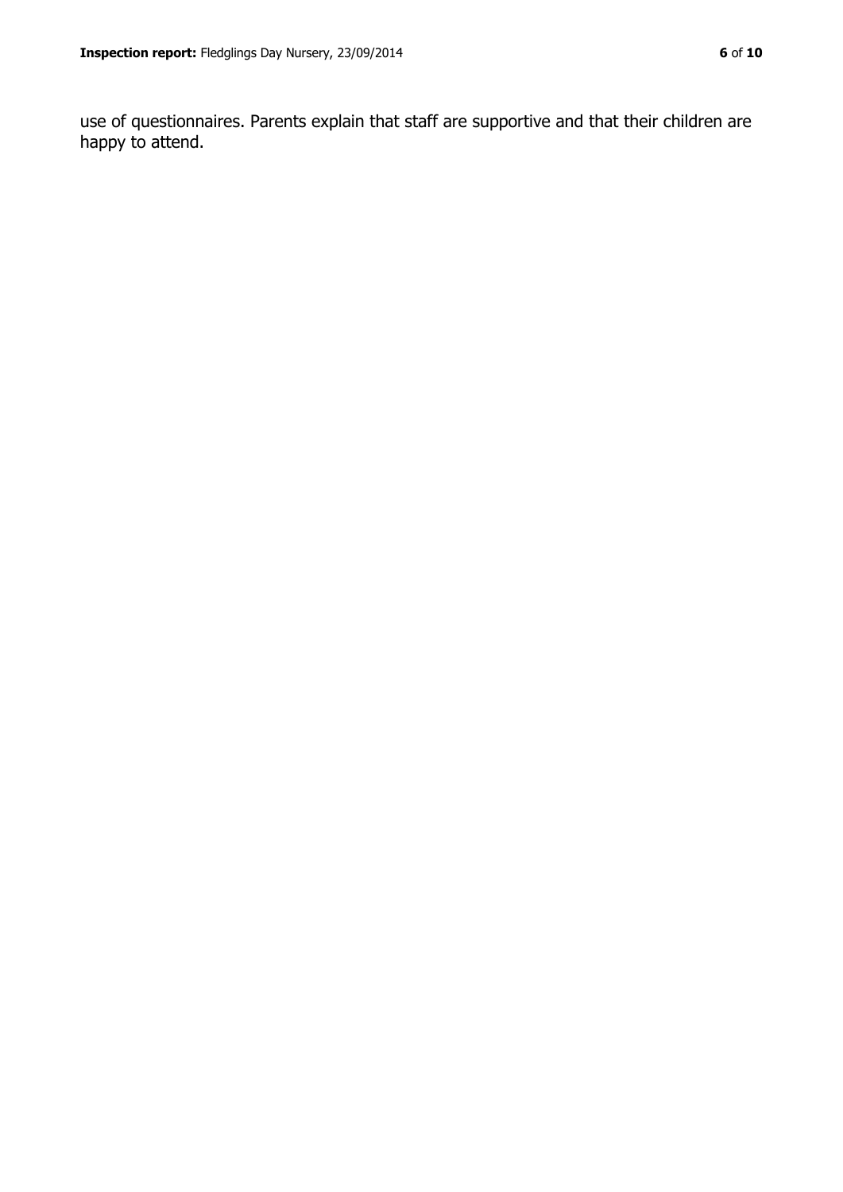use of questionnaires. Parents explain that staff are supportive and that their children are happy to attend.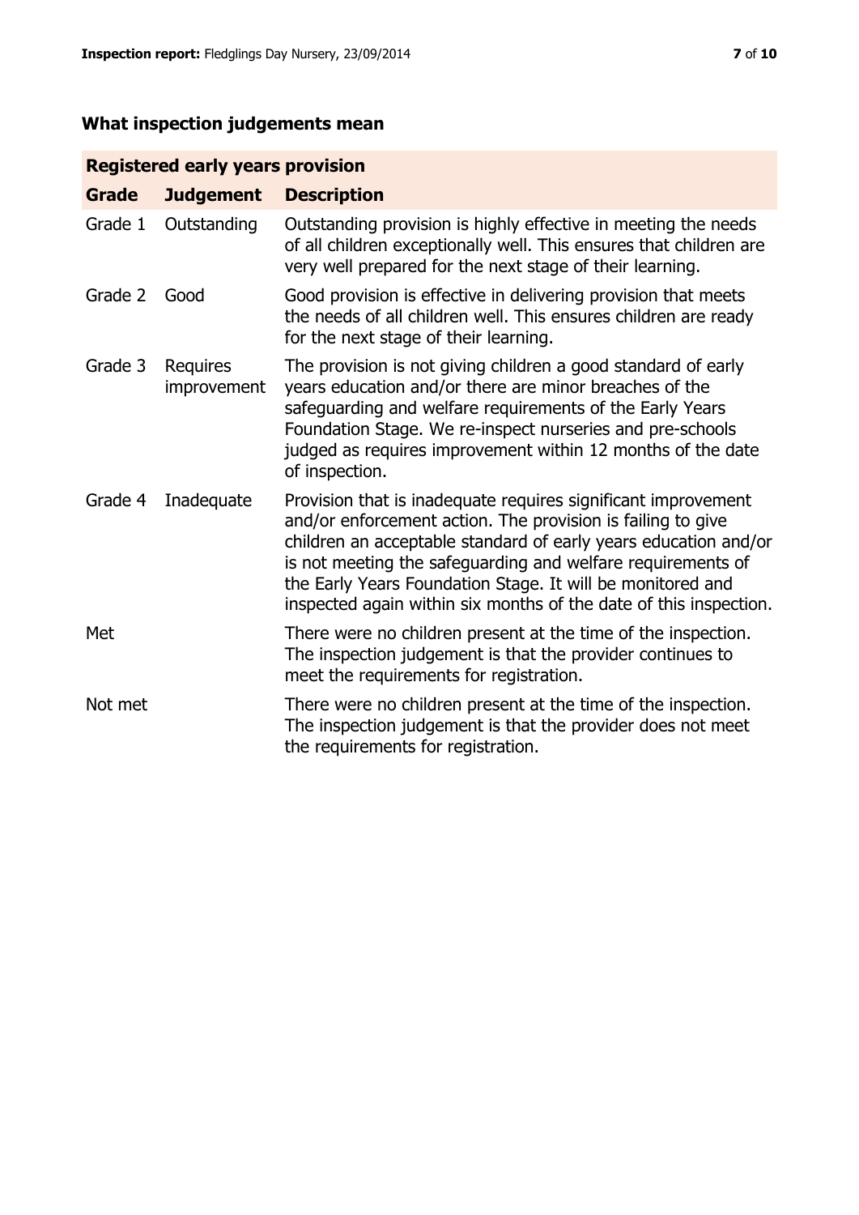## What inspection judgements mean

| Registered early years provision | | |
|---|---|---|
| **Grade** | **Judgement** | **Description** |
| Grade 1 | Outstanding | Outstanding provision is highly effective in meeting the needs of all children exceptionally well. This ensures that children are very well prepared for the next stage of their learning. |
| Grade 2 | Good | Good provision is effective in delivering provision that meets the needs of all children well. This ensures children are ready for the next stage of their learning. |
| Grade 3 | Requires improvement | The provision is not giving children a good standard of early years education and/or there are minor breaches of the safeguarding and welfare requirements of the Early Years Foundation Stage. We re-inspect nurseries and pre-schools judged as requires improvement within 12 months of the date of inspection. |
| Grade 4 | Inadequate | Provision that is inadequate requires significant improvement and/or enforcement action. The provision is failing to give children an acceptable standard of early years education and/or is not meeting the safeguarding and welfare requirements of the Early Years Foundation Stage. It will be monitored and inspected again within six months of the date of this inspection. |
| Met | | There were no children present at the time of the inspection. The inspection judgement is that the provider continues to meet the requirements for registration. |
| Not met | | There were no children present at the time of the inspection. The inspection judgement is that the provider does not meet the requirements for registration. |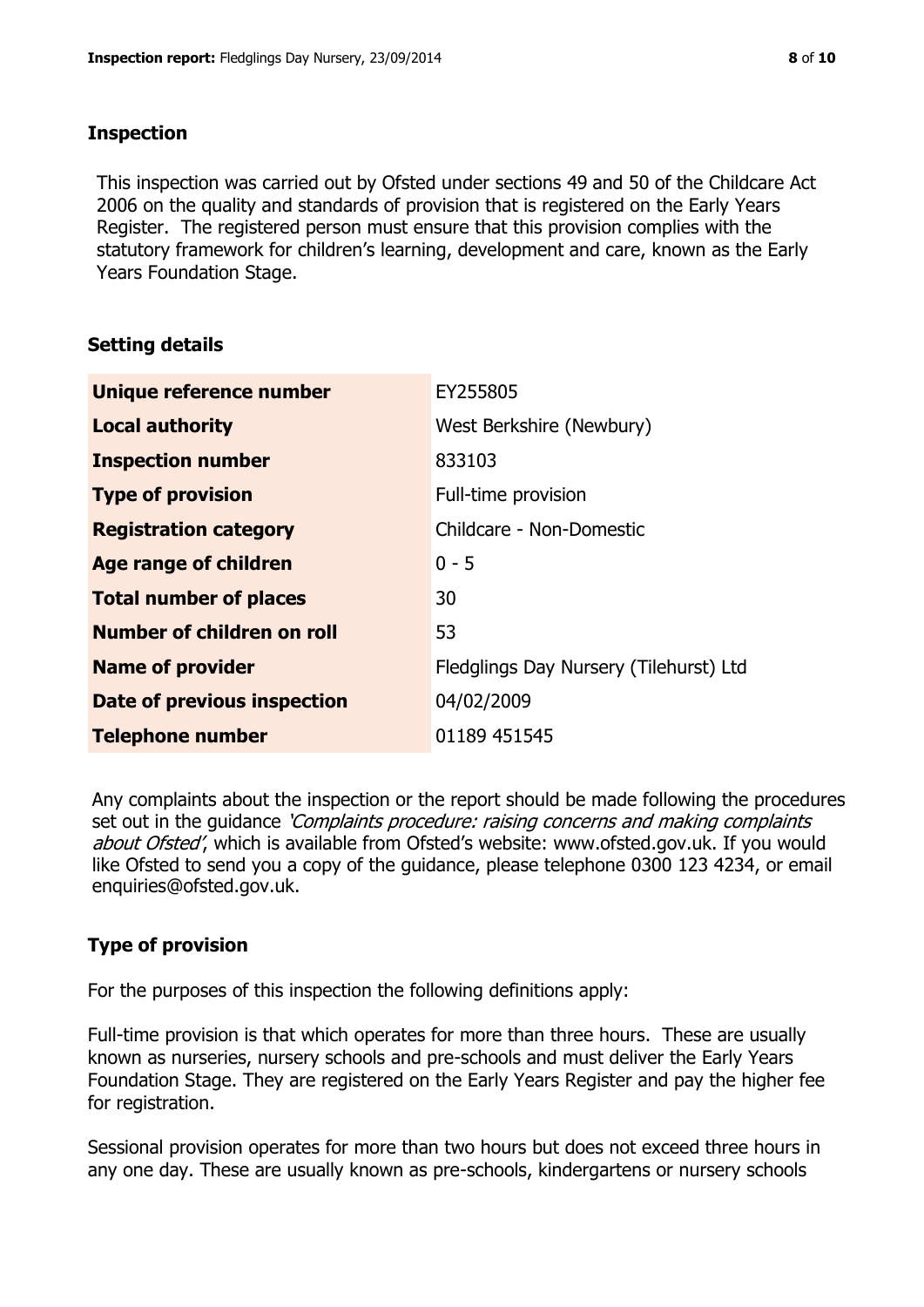## Inspection

This inspection was carried out by Ofsted under sections 49 and 50 of the Childcare Act 2006 on the quality and standards of provision that is registered on the Early Years Register. The registered person must ensure that this provision complies with the statutory framework for children's learning, development and care, known as the Early Years Foundation Stage.

## Setting details

| | |
|---|---|
| **Unique reference number** | EY255805 |
| **Local authority** | West Berkshire (Newbury) |
| **Inspection number** | 833103 |
| **Type of provision** | Full-time provision |
| **Registration category** | Childcare - Non-Domestic |
| **Age range of children** | 0 - 5 |
| **Total number of places** | 30 |
| **Number of children on roll** | 53 |
| **Name of provider** | Fledglings Day Nursery (Tilehurst) Ltd |
| **Date of previous inspection** | 04/02/2009 |
| **Telephone number** | 01189 451545 |

Any complaints about the inspection or the report should be made following the procedures set out in the guidance *'Complaints procedure: raising concerns and making complaints about Ofsted'*, which is available from Ofsted's website: www.ofsted.gov.uk. If you would like Ofsted to send you a copy of the guidance, please telephone 0300 123 4234, or email enquiries@ofsted.gov.uk.

## Type of provision

For the purposes of this inspection the following definitions apply:

Full-time provision is that which operates for more than three hours. These are usually known as nurseries, nursery schools and pre-schools and must deliver the Early Years Foundation Stage. They are registered on the Early Years Register and pay the higher fee for registration.

Sessional provision operates for more than two hours but does not exceed three hours in any one day. These are usually known as pre-schools, kindergartens or nursery schools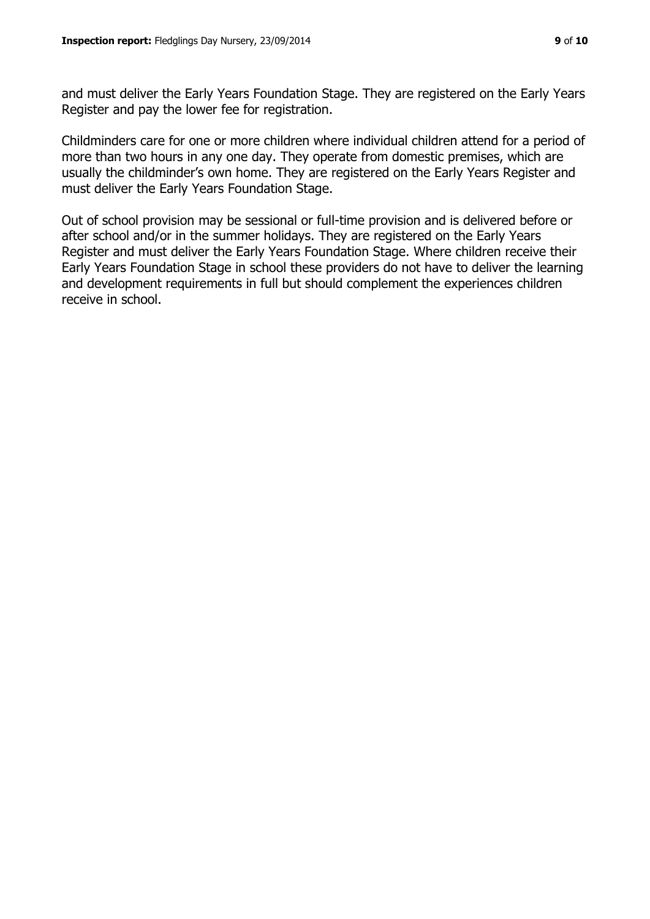and must deliver the Early Years Foundation Stage. They are registered on the Early Years Register and pay the lower fee for registration.

Childminders care for one or more children where individual children attend for a period of more than two hours in any one day. They operate from domestic premises, which are usually the childminder's own home. They are registered on the Early Years Register and must deliver the Early Years Foundation Stage.

Out of school provision may be sessional or full-time provision and is delivered before or after school and/or in the summer holidays. They are registered on the Early Years Register and must deliver the Early Years Foundation Stage. Where children receive their Early Years Foundation Stage in school these providers do not have to deliver the learning and development requirements in full but should complement the experiences children receive in school.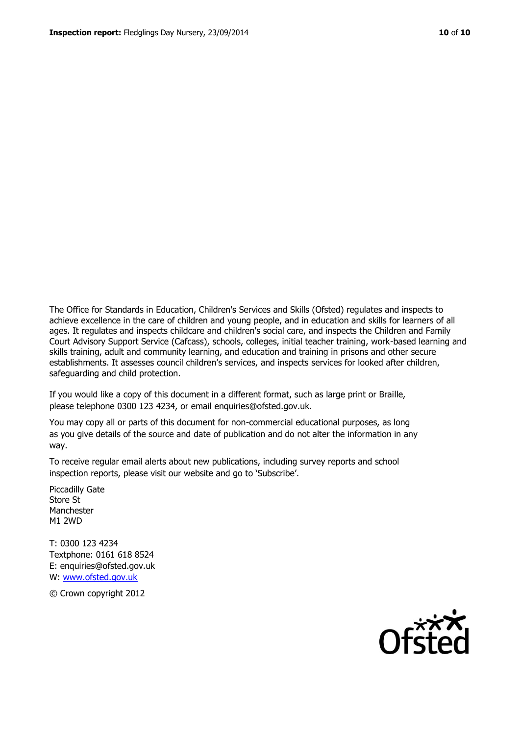The Office for Standards in Education, Children's Services and Skills (Ofsted) regulates and inspects to achieve excellence in the care of children and young people, and in education and skills for learners of all ages. It regulates and inspects childcare and children's social care, and inspects the Children and Family Court Advisory Support Service (Cafcass), schools, colleges, initial teacher training, work-based learning and skills training, adult and community learning, and education and training in prisons and other secure establishments. It assesses council children's services, and inspects services for looked after children, safeguarding and child protection.

If you would like a copy of this document in a different format, such as large print or Braille, please telephone 0300 123 4234, or email enquiries@ofsted.gov.uk.

You may copy all or parts of this document for non-commercial educational purposes, as long as you give details of the source and date of publication and do not alter the information in any way.

To receive regular email alerts about new publications, including survey reports and school inspection reports, please visit our website and go to 'Subscribe'.

Piccadilly Gate
Store St
Manchester
M1 2WD

T: 0300 123 4234
Textphone: 0161 618 8524
E: enquiries@ofsted.gov.uk
W: www.ofsted.gov.uk

© Crown copyright 2012

Ofsted